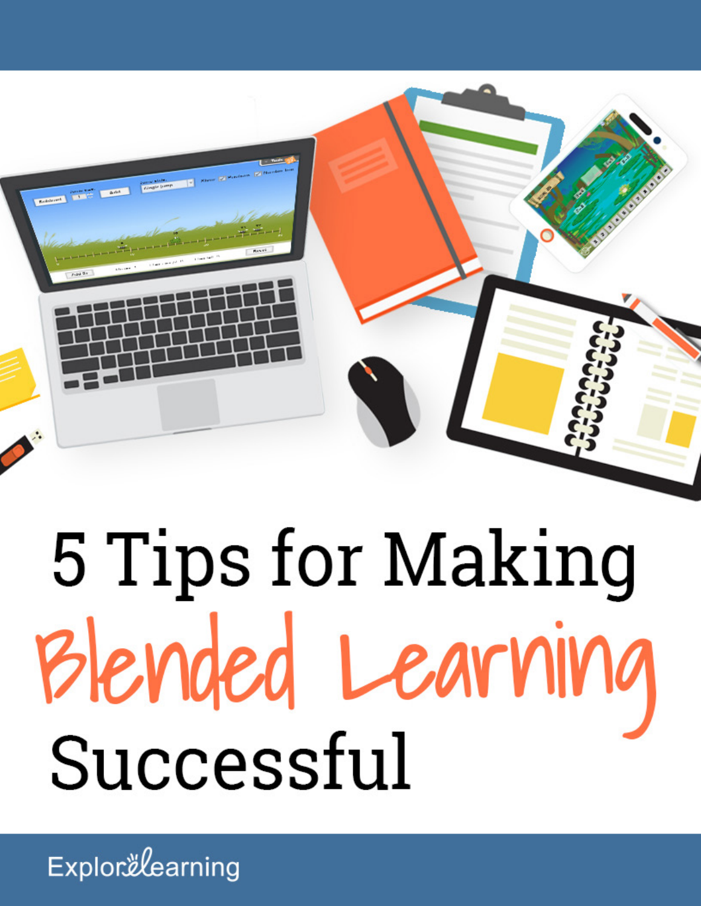# 5 Tips for Making Blended Learning Successful

ExploreLearning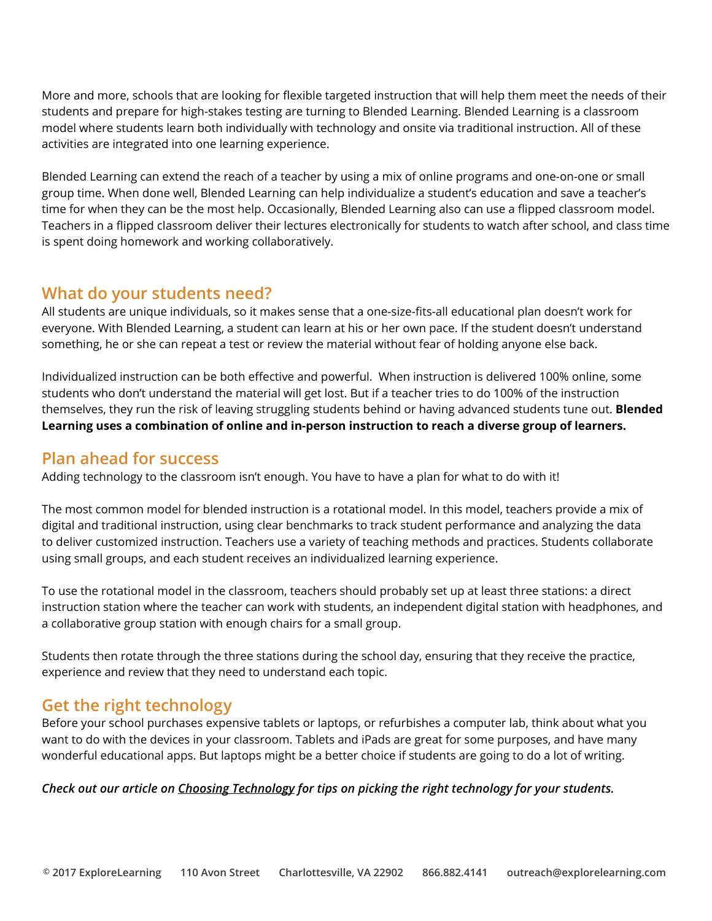More and more, schools that are looking for flexible targeted instruction that will help them meet the needs of their students and prepare for high-stakes testing are turning to Blended Learning. Blended Learning is a classroom model where students learn both individually with technology and onsite via traditional instruction. All of these activities are integrated into one learning experience.

Blended Learning can extend the reach of a teacher by using a mix of online programs and one-on-one or small group time. When done well, Blended Learning can help individualize a student's education and save a teacher's time for when they can be the most help. Occasionally, Blended Learning also can use a flipped classroom model. Teachers in a flipped classroom deliver their lectures electronically for students to watch after school, and class time is spent doing homework and working collaboratively.

## What do your students need?

All students are unique individuals, so it makes sense that a one-size-fits-all educational plan doesn't work for everyone. With Blended Learning, a student can learn at his or her own pace. If the student doesn't understand something, he or she can repeat a test or review the material without fear of holding anyone else back.

Individualized instruction can be both effective and powerful. When instruction is delivered 100% online, some students who don't understand the material will get lost. But if a teacher tries to do 100% of the instruction themselves, they run the risk of leaving struggling students behind or having advanced students tune out. **Blended Learning uses a combination of online and in-person instruction to reach a diverse group of learners.**

## Plan ahead for success

Adding technology to the classroom isn't enough. You have to have a plan for what to do with it!

The most common model for blended instruction is a rotational model. In this model, teachers provide a mix of digital and traditional instruction, using clear benchmarks to track student performance and analyzing the data to deliver customized instruction. Teachers use a variety of teaching methods and practices. Students collaborate using small groups, and each student receives an individualized learning experience.

To use the rotational model in the classroom, teachers should probably set up at least three stations: a direct instruction station where the teacher can work with students, an independent digital station with headphones, and a collaborative group station with enough chairs for a small group.

Students then rotate through the three stations during the school day, ensuring that they receive the practice, experience and review that they need to understand each topic.

## Get the right technology

Before your school purchases expensive tablets or laptops, or refurbishes a computer lab, think about what you want to do with the devices in your classroom. Tablets and iPads are great for some purposes, and have many wonderful educational apps. But laptops might be a better choice if students are going to do a lot of writing.

***Check out our article on Choosing Technology for tips on picking the right technology for your students.***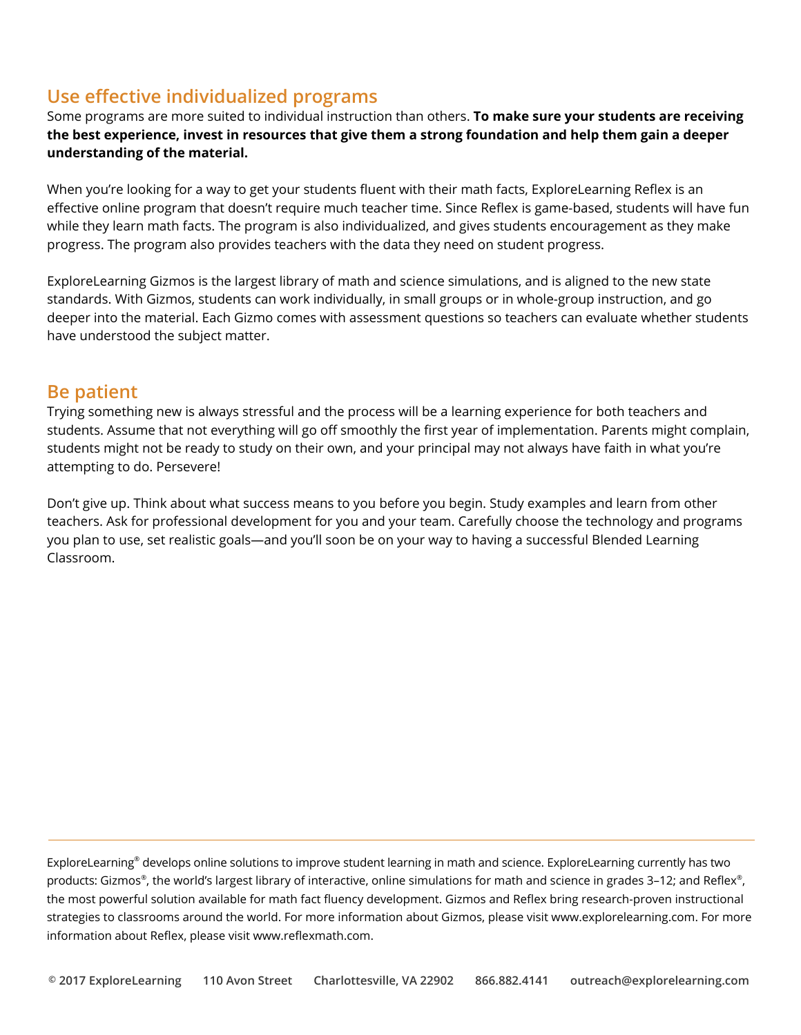## Use effective individualized programs

Some programs are more suited to individual instruction than others. **To make sure your students are receiving the best experience, invest in resources that give them a strong foundation and help them gain a deeper understanding of the material.**

When you're looking for a way to get your students fluent with their math facts, ExploreLearning Reflex is an effective online program that doesn't require much teacher time. Since Reflex is game-based, students will have fun while they learn math facts. The program is also individualized, and gives students encouragement as they make progress. The program also provides teachers with the data they need on student progress.

ExploreLearning Gizmos is the largest library of math and science simulations, and is aligned to the new state standards. With Gizmos, students can work individually, in small groups or in whole-group instruction, and go deeper into the material. Each Gizmo comes with assessment questions so teachers can evaluate whether students have understood the subject matter.

## Be patient

Trying something new is always stressful and the process will be a learning experience for both teachers and students. Assume that not everything will go off smoothly the first year of implementation. Parents might complain, students might not be ready to study on their own, and your principal may not always have faith in what you're attempting to do. Persevere!

Don't give up. Think about what success means to you before you begin. Study examples and learn from other teachers. Ask for professional development for you and your team. Carefully choose the technology and programs you plan to use, set realistic goals—and you'll soon be on your way to having a successful Blended Learning Classroom.

---

ExploreLearning® develops online solutions to improve student learning in math and science. ExploreLearning currently has two products: Gizmos®, the world's largest library of interactive, online simulations for math and science in grades 3–12; and Reflex®, the most powerful solution available for math fact fluency development. Gizmos and Reflex bring research-proven instructional strategies to classrooms around the world. For more information about Gizmos, please visit www.explorelearning.com. For more information about Reflex, please visit www.reflexmath.com.

**© 2017 ExploreLearning    110 Avon Street    Charlottesville, VA 22902    866.882.4141    outreach@explorelearning.com**